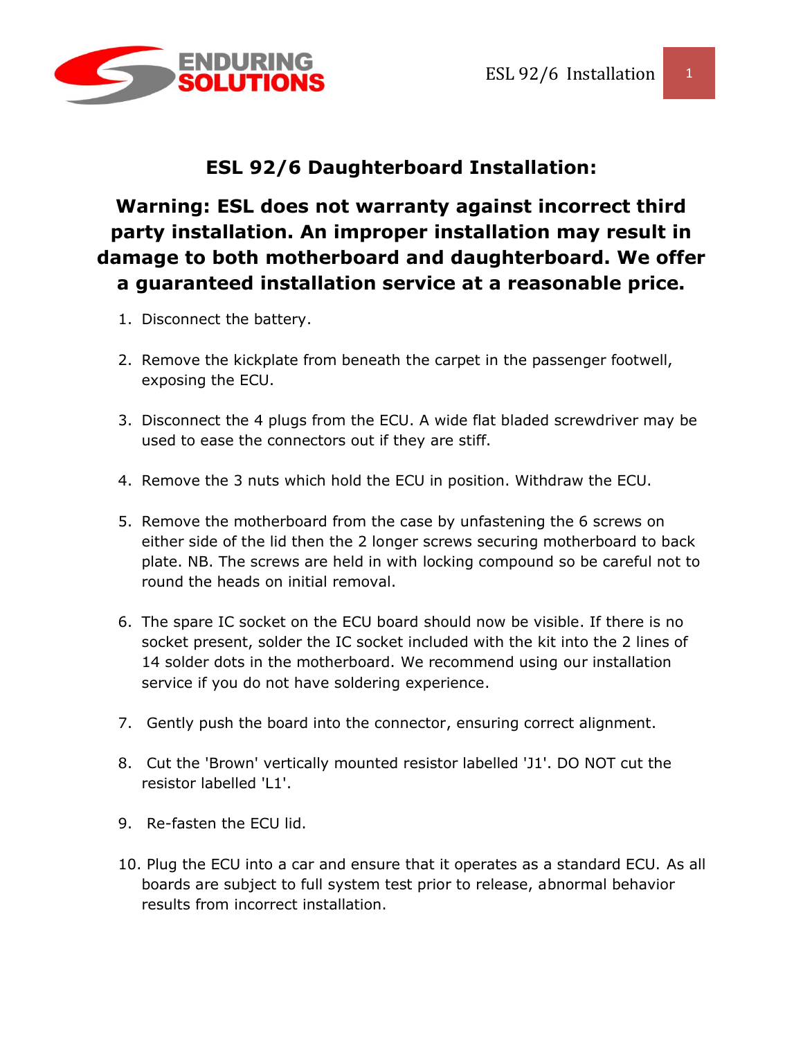# ESL 92/6 Daughterboard Installation:

## Warning: ESL does not warranty against incorrect third party installation. An improper installation may result in damage to both motherboard and daughterboard. We offer a guaranteed installation service at a reasonable price.

1. Disconnect the battery.

2. Remove the kickplate from beneath the carpet in the passenger footwell, exposing the ECU.

3. Disconnect the 4 plugs from the ECU. A wide flat bladed screwdriver may be used to ease the connectors out if they are stiff.

4. Remove the 3 nuts which hold the ECU in position. Withdraw the ECU.

5. Remove the motherboard from the case by unfastening the 6 screws on either side of the lid then the 2 longer screws securing motherboard to back plate. NB. The screws are held in with locking compound so be careful not to round the heads on initial removal.

6. The spare IC socket on the ECU board should now be visible. If there is no socket present, solder the IC socket included with the kit into the 2 lines of 14 solder dots in the motherboard. We recommend using our installation service if you do not have soldering experience.

7. Gently push the board into the connector, ensuring correct alignment.

8. Cut the 'Brown' vertically mounted resistor labelled 'J1'. DO NOT cut the resistor labelled 'L1'.

9. Re-fasten the ECU lid.

10. Plug the ECU into a car and ensure that it operates as a standard ECU. As all boards are subject to full system test prior to release, abnormal behavior results from incorrect installation.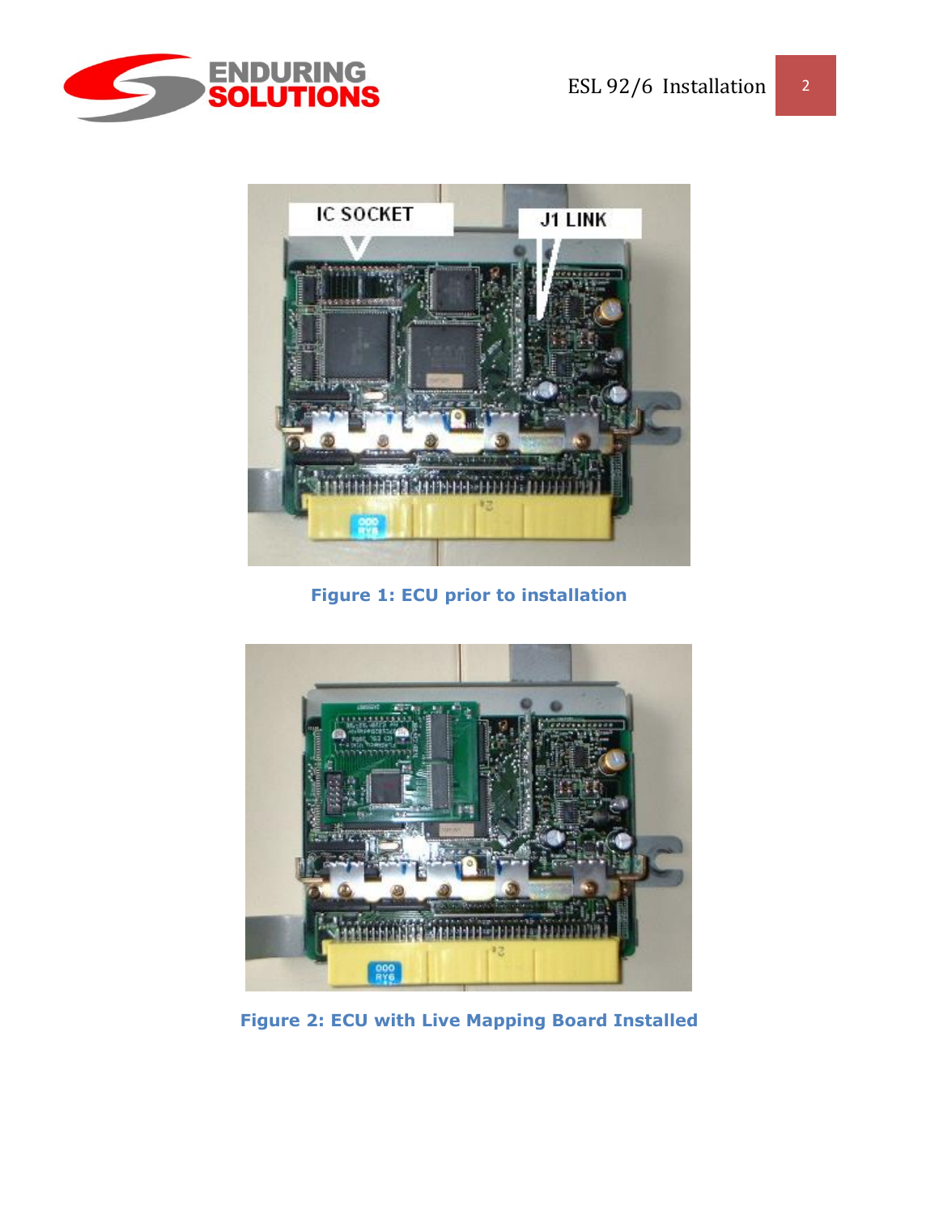IC SOCKET

J1 LINK

Figure 1: ECU prior to installation

Figure 2: ECU with Live Mapping Board Installed